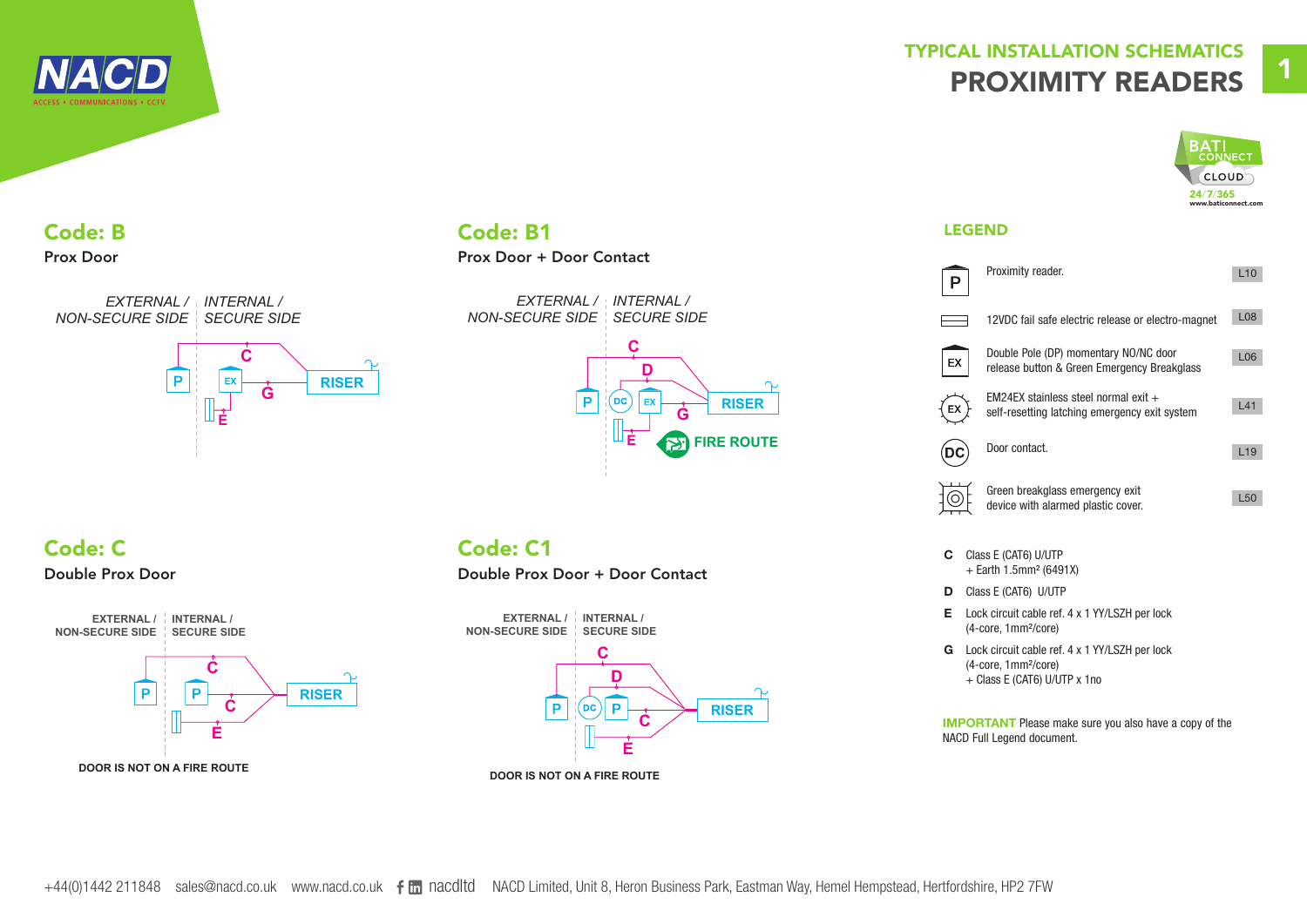# TYPICAL INSTALLATION SCHEMATICS

# PROXIMITY READERS

## Code: B

Prox Door

EXTERNAL / NON-SECURE SIDE | INTERNAL / SECURE SIDE

P, EX, C, G, E, RISER

## Code: B1

Prox Door + Door Contact

EXTERNAL / NON-SECURE SIDE | INTERNAL / SECURE SIDE

P, DC, EX, C, D, G, E, RISER, FIRE ROUTE

## Code: C

Double Prox Door

EXTERNAL / NON-SECURE SIDE | INTERNAL / SECURE SIDE

P, P, C, C, E, RISER

DOOR IS NOT ON A FIRE ROUTE

## Code: C1

Double Prox Door + Door Contact

EXTERNAL / NON-SECURE SIDE | INTERNAL / SECURE SIDE

P, DC, P, C, D, C, E, RISER

DOOR IS NOT ON A FIRE ROUTE

## LEGEND

| Symbol | Description | Ref |
|---|---|---|
| P | Proximity reader. | L10 |
| | 12VDC fail safe electric release or electro-magnet | L08 |
| EX | Double Pole (DP) momentary NO/NC door release button & Green Emergency Breakglass | L06 |
| EX | EM24EX stainless steel normal exit + self-resetting latching emergency exit system | L41 |
| DC | Door contact. | L19 |
| | Green breakglass emergency exit device with alarmed plastic cover. | L50 |

- **C** Class E (CAT6) U/UTP + Earth 1.5mm² (6491X)
- **D** Class E (CAT6) U/UTP
- **E** Lock circuit cable ref. 4 x 1 YY/LSZH per lock (4-core, 1mm²/core)
- **G** Lock circuit cable ref. 4 x 1 YY/LSZH per lock (4-core, 1mm²/core) + Class E (CAT6) U/UTP x 1no

**IMPORTANT** Please make sure you also have a copy of the NACD Full Legend document.

+44(0)1442 211848 sales@nacd.co.uk www.nacd.co.uk nacdltd NACD Limited, Unit 8, Heron Business Park, Eastman Way, Hemel Hempstead, Hertfordshire, HP2 7FW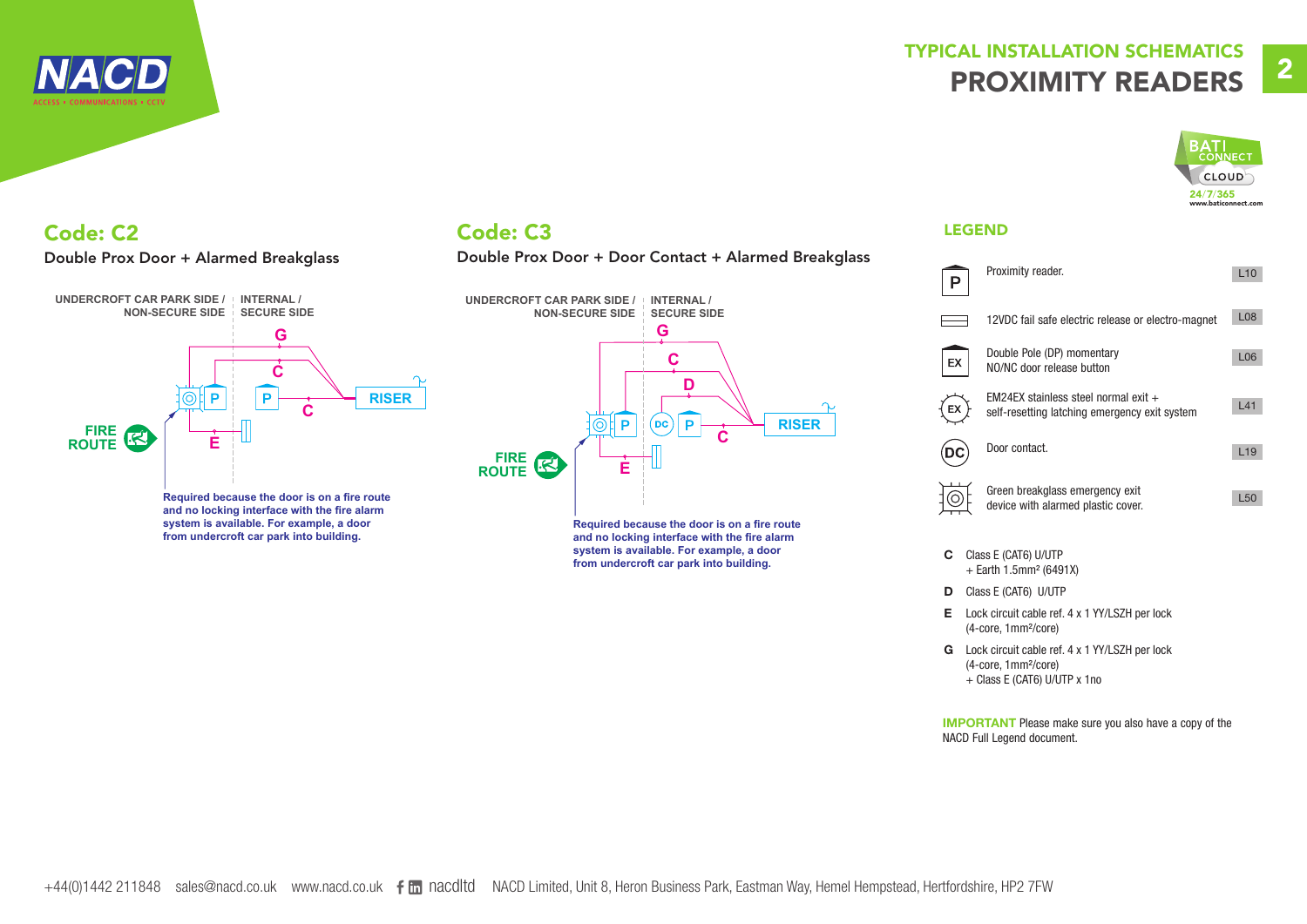## TYPICAL INSTALLATION SCHEMATICS
# PROXIMITY READERS

## Code: C2

Double Prox Door + Alarmed Breakglass

UNDERCROFT CAR PARK SIDE / NON-SECURE SIDE

INTERNAL / SECURE SIDE

G

C

C

P

P

RISER

E

FIRE ROUTE

**Required because the door is on a fire route and no locking interface with the fire alarm system is available. For example, a door from undercroft car park into building.**

## Code: C3

Double Prox Door + Door Contact + Alarmed Breakglass

UNDERCROFT CAR PARK SIDE / NON-SECURE SIDE

INTERNAL / SECURE SIDE

G

C

D

P

DC

P

C

RISER

E

FIRE ROUTE

**Required because the door is on a fire route and no locking interface with the fire alarm system is available. For example, a door from undercroft car park into building.**

## LEGEND

| Symbol | Description | Ref |
| --- | --- | --- |
| P | Proximity reader. | L10 |
| | 12VDC fail safe electric release or electro-magnet | L08 |
| EX | Double Pole (DP) momentary NO/NC door release button | L06 |
| EX | EM24EX stainless steel normal exit + self-resetting latching emergency exit system | L41 |
| DC | Door contact. | L19 |
| | Green breakglass emergency exit device with alarmed plastic cover. | L50 |

- **C** Class E (CAT6) U/UTP + Earth 1.5mm² (6491X)
- **D** Class E (CAT6) U/UTP
- **E** Lock circuit cable ref. 4 x 1 YY/LSZH per lock (4-core, 1mm²/core)
- **G** Lock circuit cable ref. 4 x 1 YY/LSZH per lock (4-core, 1mm²/core) + Class E (CAT6) U/UTP x 1no

**IMPORTANT** Please make sure you also have a copy of the NACD Full Legend document.

+44(0)1442 211848 sales@nacd.co.uk www.nacd.co.uk nacdltd NACD Limited, Unit 8, Heron Business Park, Eastman Way, Hemel Hempstead, Hertfordshire, HP2 7FW